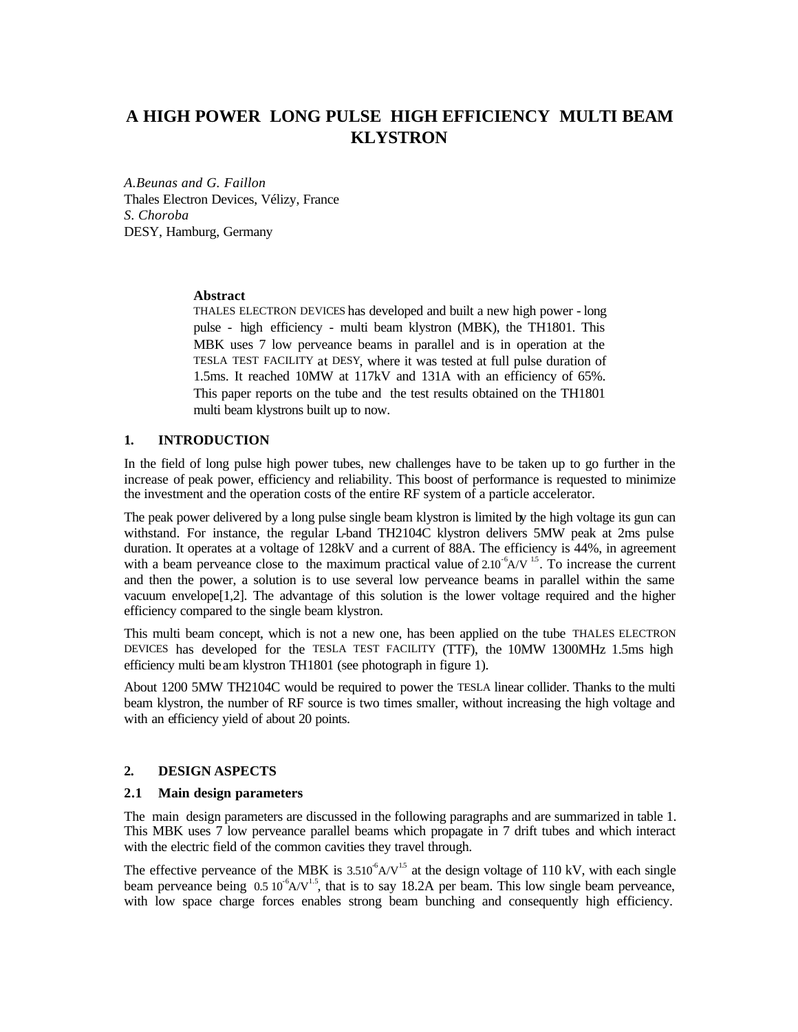# A HIGH POWER LONG PULSE HIGH EFFICIENCY MULTI BEAM KLYSTRON

*A.Beunas and G. Faillon*
Thales Electron Devices, Vélizy, France
*S. Choroba*
DESY, Hamburg, Germany

### Abstract

THALES ELECTRON DEVICES has developed and built a new high power - long pulse - high efficiency - multi beam klystron (MBK), the TH1801. This MBK uses 7 low perveance beams in parallel and is in operation at the TESLA TEST FACILITY at DESY, where it was tested at full pulse duration of 1.5ms. It reached 10MW at 117kV and 131A with an efficiency of 65%. This paper reports on the tube and the test results obtained on the TH1801 multi beam klystrons built up to now.

## 1. INTRODUCTION

In the field of long pulse high power tubes, new challenges have to be taken up to go further in the increase of peak power, efficiency and reliability. This boost of performance is requested to minimize the investment and the operation costs of the entire RF system of a particle accelerator.

The peak power delivered by a long pulse single beam klystron is limited by the high voltage its gun can withstand. For instance, the regular L-band TH2104C klystron delivers 5MW peak at 2ms pulse duration. It operates at a voltage of 128kV and a current of 88A. The efficiency is 44%, in agreement with a beam perveance close to the maximum practical value of $2.10^{-6}A/V^{1.5}$. To increase the current and then the power, a solution is to use several low perveance beams in parallel within the same vacuum envelope[1,2]. The advantage of this solution is the lower voltage required and the higher efficiency compared to the single beam klystron.

This multi beam concept, which is not a new one, has been applied on the tube THALES ELECTRON DEVICES has developed for the TESLA TEST FACILITY (TTF), the 10MW 1300MHz 1.5ms high efficiency multi beam klystron TH1801 (see photograph in figure 1).

About 1200 5MW TH2104C would be required to power the TESLA linear collider. Thanks to the multi beam klystron, the number of RF source is two times smaller, without increasing the high voltage and with an efficiency yield of about 20 points.

## 2. DESIGN ASPECTS

### 2.1 Main design parameters

The main design parameters are discussed in the following paragraphs and are summarized in table 1. This MBK uses 7 low perveance parallel beams which propagate in 7 drift tubes and which interact with the electric field of the common cavities they travel through.

The effective perveance of the MBK is $3.510^{-6}A/V^{1.5}$ at the design voltage of 110 kV, with each single beam perveance being $0.5\ 10^{-6}A/V^{1.5}$, that is to say 18.2A per beam. This low single beam perveance, with low space charge forces enables strong beam bunching and consequently high efficiency.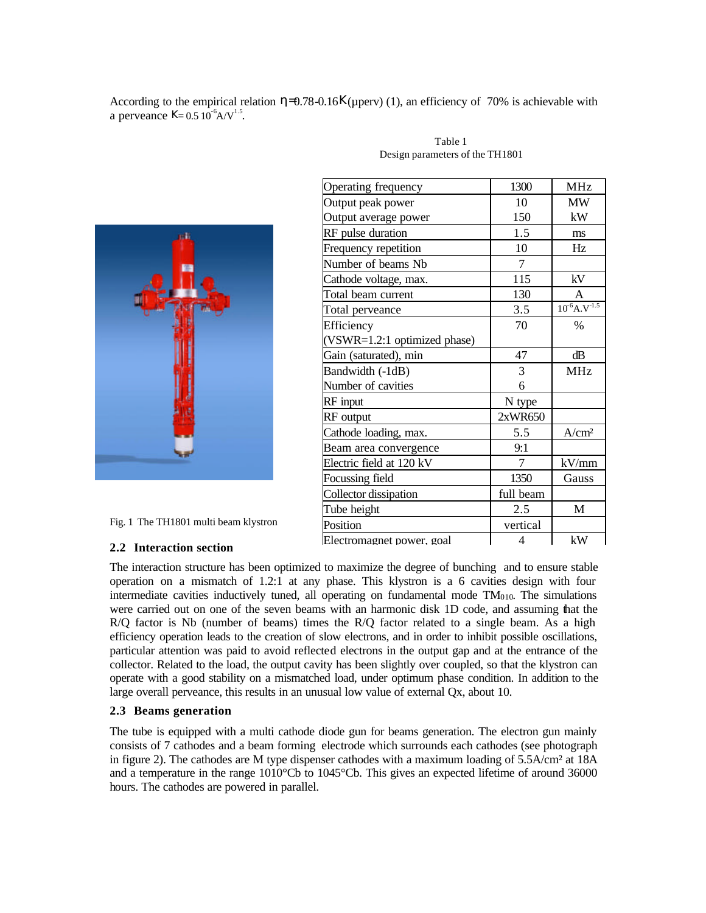According to the empirical relation $\eta$=0.78-0.16$K$(μperv) (1), an efficiency of 70% is achievable with a perveance $K$= 0.5 $10^{-6}$A/V$^{1.5}$.

Table 1
Design parameters of the TH1801

| Operating frequency | 1300 | MHz |
|---|---|---|
| Output peak power | 10 | MW |
| Output average power | 150 | kW |
| RF pulse duration | 1.5 | ms |
| Frequency repetition | 10 | Hz |
| Number of beams Nb | 7 | |
| Cathode voltage, max. | 115 | kV |
| Total beam current | 130 | A |
| Total perveance | 3.5 | $10^{-6}$A.V$^{-1.5}$ |
| Efficiency (VSWR=1.2:1 optimized phase) | 70 | % |
| Gain (saturated), min | 47 | dB |
| Bandwidth (-1dB) | 3 | MHz |
| Number of cavities | 6 | |
| RF input | N type | |
| RF output | 2xWR650 | |
| Cathode loading, max. | 5.5 | A/cm² |
| Beam area convergence | 9:1 | |
| Electric field at 120 kV | 7 | kV/mm |
| Focussing field | 1350 | Gauss |
| Collector dissipation | full beam | |
| Tube height | 2.5 | M |
| Position | vertical | |
| Electromagnet power, goal | 4 | kW |

Fig. 1 The TH1801 multi beam klystron

### 2.2 Interaction section

The interaction structure has been optimized to maximize the degree of bunching and to ensure stable operation on a mismatch of 1.2:1 at any phase. This klystron is a 6 cavities design with four intermediate cavities inductively tuned, all operating on fundamental mode $TM_{010}$. The simulations were carried out on one of the seven beams with an harmonic disk 1D code, and assuming that the R/Q factor is Nb (number of beams) times the R/Q factor related to a single beam. As a high efficiency operation leads to the creation of slow electrons, and in order to inhibit possible oscillations, particular attention was paid to avoid reflected electrons in the output gap and at the entrance of the collector. Related to the load, the output cavity has been slightly over coupled, so that the klystron can operate with a good stability on a mismatched load, under optimum phase condition. In addition to the large overall perveance, this results in an unusual low value of external Qx, about 10.

### 2.3 Beams generation

The tube is equipped with a multi cathode diode gun for beams generation. The electron gun mainly consists of 7 cathodes and a beam forming electrode which surrounds each cathodes (see photograph in figure 2). The cathodes are M type dispenser cathodes with a maximum loading of 5.5A/cm² at 18A and a temperature in the range 1010°Cb to 1045°Cb. This gives an expected lifetime of around 36000 hours. The cathodes are powered in parallel.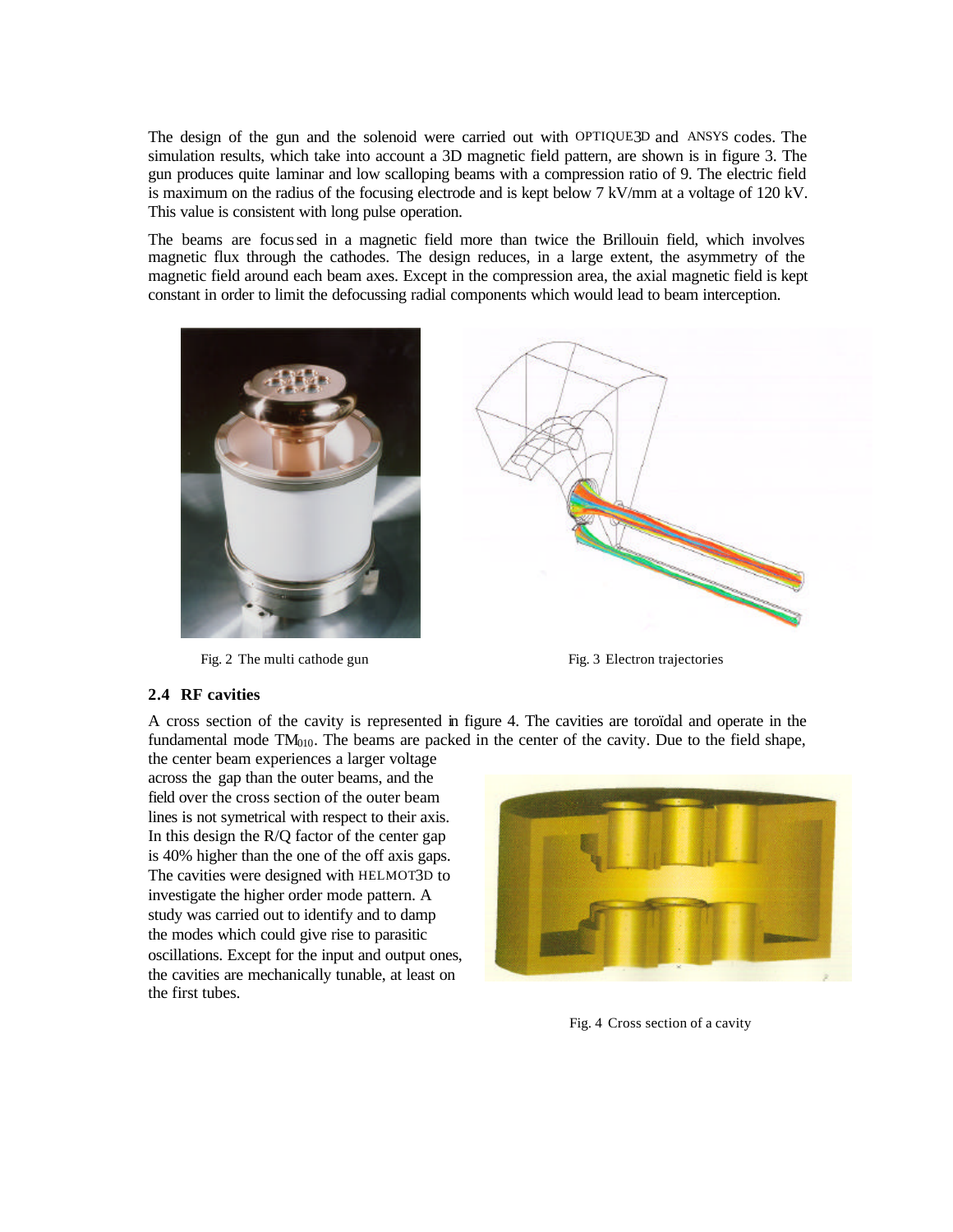The design of the gun and the solenoid were carried out with OPTIQUE3D and ANSYS codes. The simulation results, which take into account a 3D magnetic field pattern, are shown is in figure 3. The gun produces quite laminar and low scalloping beams with a compression ratio of 9. The electric field is maximum on the radius of the focusing electrode and is kept below 7 kV/mm at a voltage of 120 kV. This value is consistent with long pulse operation.

The beams are focussed in a magnetic field more than twice the Brillouin field, which involves magnetic flux through the cathodes. The design reduces, in a large extent, the asymmetry of the magnetic field around each beam axes. Except in the compression area, the axial magnetic field is kept constant in order to limit the defocussing radial components which would lead to beam interception.

Fig. 2 The multi cathode gun

Fig. 3 Electron trajectories

### 2.4 RF cavities

A cross section of the cavity is represented in figure 4. The cavities are toroïdal and operate in the fundamental mode $TM_{010}$. The beams are packed in the center of the cavity. Due to the field shape, the center beam experiences a larger voltage across the gap than the outer beams, and the field over the cross section of the outer beam lines is not symetrical with respect to their axis. In this design the R/Q factor of the center gap is 40% higher than the one of the off axis gaps. The cavities were designed with HELMOT3D to investigate the higher order mode pattern. A study was carried out to identify and to damp the modes which could give rise to parasitic oscillations. Except for the input and output ones, the cavities are mechanically tunable, at least on the first tubes.

Fig. 4 Cross section of a cavity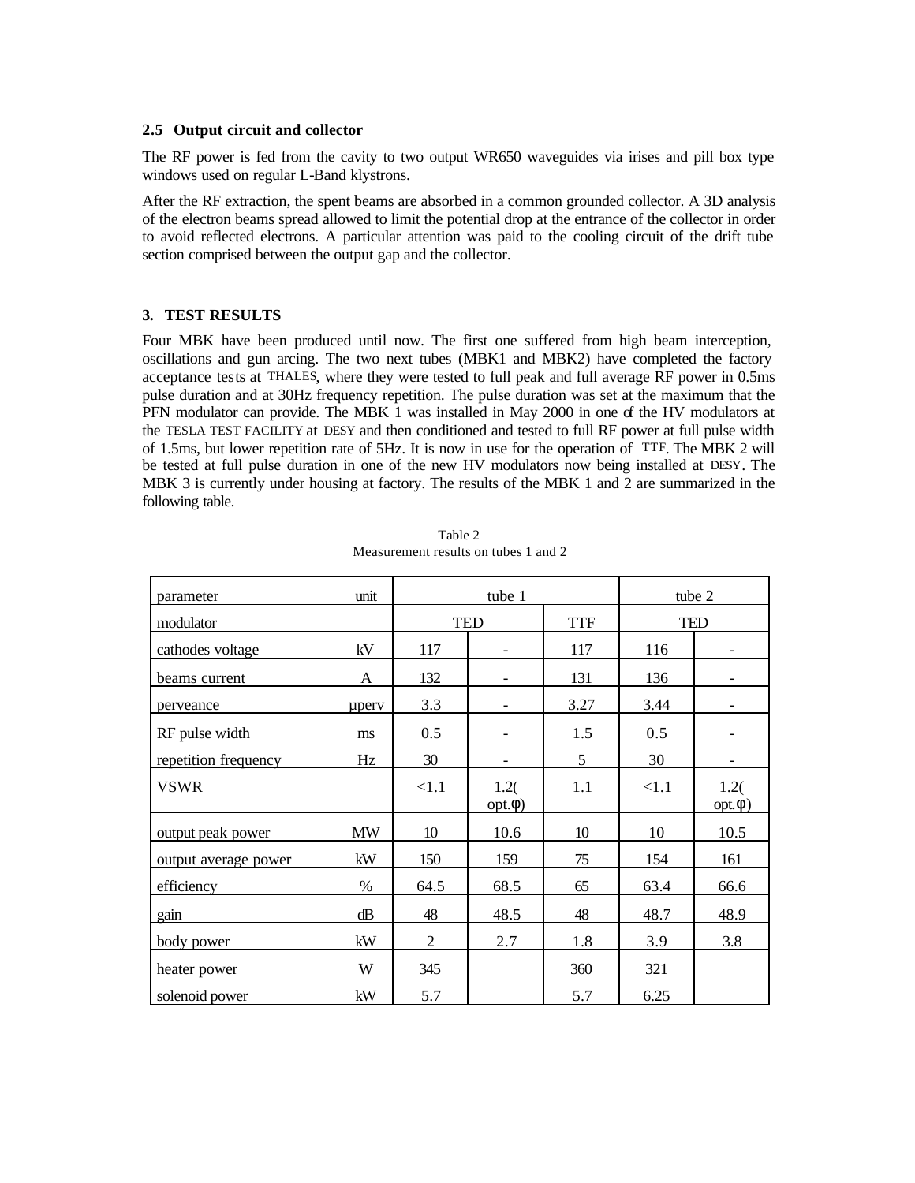### 2.5 Output circuit and collector

The RF power is fed from the cavity to two output WR650 waveguides via irises and pill box type windows used on regular L-Band klystrons.

After the RF extraction, the spent beams are absorbed in a common grounded collector. A 3D analysis of the electron beams spread allowed to limit the potential drop at the entrance of the collector in order to avoid reflected electrons. A particular attention was paid to the cooling circuit of the drift tube section comprised between the output gap and the collector.

## 3. TEST RESULTS

Four MBK have been produced until now. The first one suffered from high beam interception, oscillations and gun arcing. The two next tubes (MBK1 and MBK2) have completed the factory acceptance tests at THALES, where they were tested to full peak and full average RF power in 0.5ms pulse duration and at 30Hz frequency repetition. The pulse duration was set at the maximum that the PFN modulator can provide. The MBK 1 was installed in May 2000 in one of the HV modulators at the TESLA TEST FACILITY at DESY and then conditioned and tested to full RF power at full pulse width of 1.5ms, but lower repetition rate of 5Hz. It is now in use for the operation of TTF. The MBK 2 will be tested at full pulse duration in one of the new HV modulators now being installed at DESY. The MBK 3 is currently under housing at factory. The results of the MBK 1 and 2 are summarized in the following table.

Table 2
Measurement results on tubes 1 and 2

| parameter | unit | tube 1 | | | tube 2 | |
|---|---|---|---|---|---|---|
| modulator | | TED | | TTF | TED | |
| cathodes voltage | kV | 117 | - | 117 | 116 | - |
| beams current | A | 132 | - | 131 | 136 | - |
| perveance | µperv | 3.3 | - | 3.27 | 3.44 | - |
| RF pulse width | ms | 0.5 | - | 1.5 | 0.5 | - |
| repetition frequency | Hz | 30 | - | 5 | 30 | - |
| VSWR | | <1.1 | 1.2( opt.φ) | 1.1 | <1.1 | 1.2( opt.φ) |
| output peak power | MW | 10 | 10.6 | 10 | 10 | 10.5 |
| output average power | kW | 150 | 159 | 75 | 154 | 161 |
| efficiency | % | 64.5 | 68.5 | 65 | 63.4 | 66.6 |
| gain | dB | 48 | 48.5 | 48 | 48.7 | 48.9 |
| body power | kW | 2 | 2.7 | 1.8 | 3.9 | 3.8 |
| heater power | W | 345 | | 360 | 321 | |
| solenoid power | kW | 5.7 | | 5.7 | 6.25 | |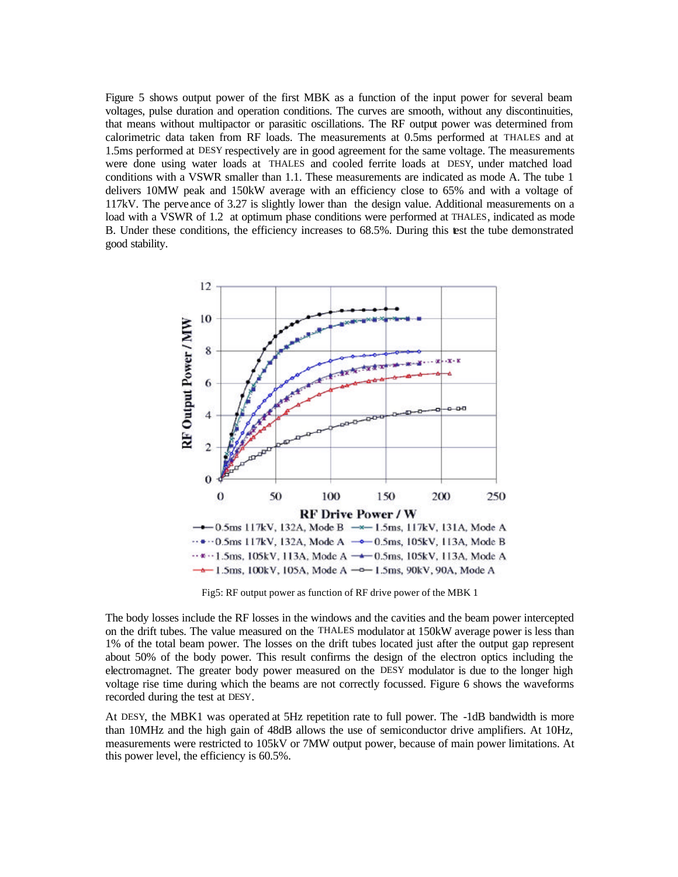Figure 5 shows output power of the first MBK as a function of the input power for several beam voltages, pulse duration and operation conditions. The curves are smooth, without any discontinuities, that means without multipactor or parasitic oscillations. The RF output power was determined from calorimetric data taken from RF loads. The measurements at 0.5ms performed at THALES and at 1.5ms performed at DESY respectively are in good agreement for the same voltage. The measurements were done using water loads at THALES and cooled ferrite loads at DESY, under matched load conditions with a VSWR smaller than 1.1. These measurements are indicated as mode A. The tube 1 delivers 10MW peak and 150kW average with an efficiency close to 65% and with a voltage of 117kV. The perveance of 3.27 is slightly lower than the design value. Additional measurements on a load with a VSWR of 1.2 at optimum phase conditions were performed at THALES, indicated as mode B. Under these conditions, the efficiency increases to 68.5%. During this test the tube demonstrated good stability.

Fig5: RF output power as function of RF drive power of the MBK 1

The body losses include the RF losses in the windows and the cavities and the beam power intercepted on the drift tubes. The value measured on the THALES modulator at 150kW average power is less than 1% of the total beam power. The losses on the drift tubes located just after the output gap represent about 50% of the body power. This result confirms the design of the electron optics including the electromagnet. The greater body power measured on the DESY modulator is due to the longer high voltage rise time during which the beams are not correctly focussed. Figure 6 shows the waveforms recorded during the test at DESY.

At DESY, the MBK1 was operated at 5Hz repetition rate to full power. The -1dB bandwidth is more than 10MHz and the high gain of 48dB allows the use of semiconductor drive amplifiers. At 10Hz, measurements were restricted to 105kV or 7MW output power, because of main power limitations. At this power level, the efficiency is 60.5%.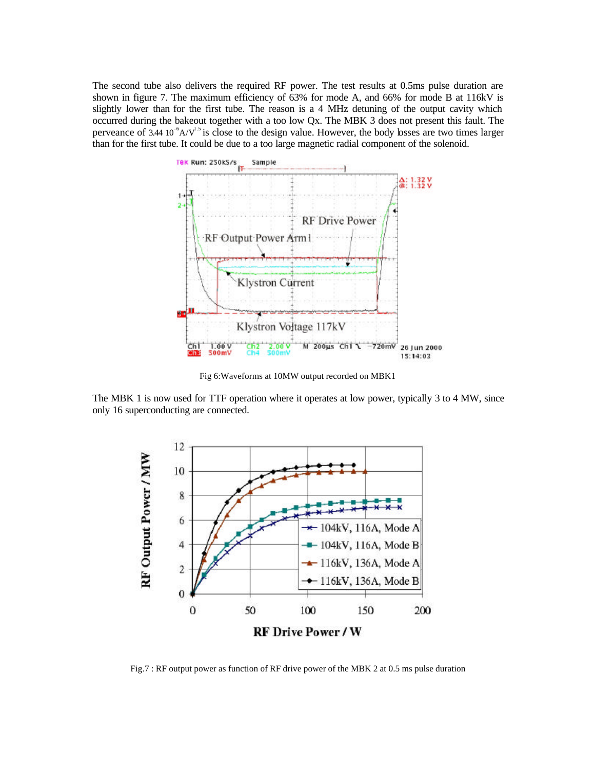The second tube also delivers the required RF power. The test results at 0.5ms pulse duration are shown in figure 7. The maximum efficiency of 63% for mode A, and 66% for mode B at 116kV is slightly lower than for the first tube. The reason is a 4 MHz detuning of the output cavity which occurred during the bakeout together with a too low Qx. The MBK 3 does not present this fault. The perveance of $3.44\ 10^{-6} A/V^{1.5}$ is close to the design value. However, the body losses are two times larger than for the first tube. It could be due to a too large magnetic radial component of the solenoid.

Fig 6:Waveforms at 10MW output recorded on MBK1

The MBK 1 is now used for TTF operation where it operates at low power, typically 3 to 4 MW, since only 16 superconducting are connected.

Fig.7 : RF output power as function of RF drive power of the MBK 2 at 0.5 ms pulse duration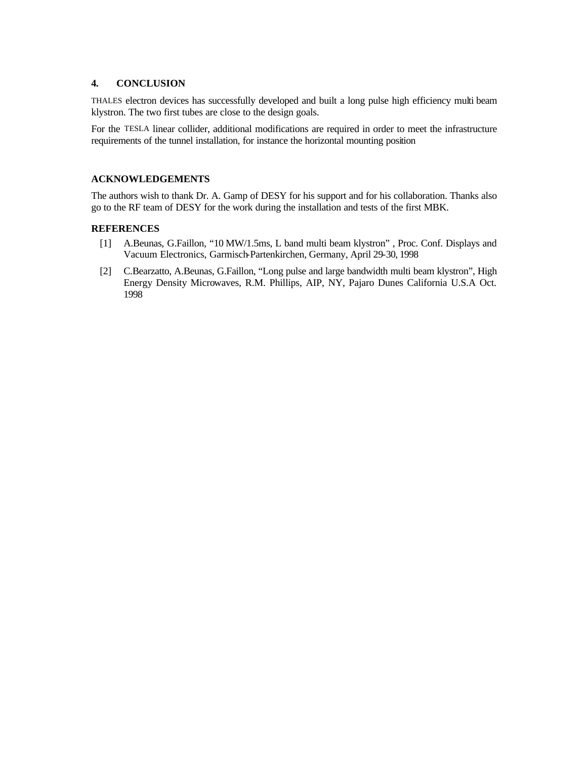## 4. CONCLUSION

THALES electron devices has successfully developed and built a long pulse high efficiency multi beam klystron. The two first tubes are close to the design goals.

For the TESLA linear collider, additional modifications are required in order to meet the infrastructure requirements of the tunnel installation, for instance the horizontal mounting position

## ACKNOWLEDGEMENTS

The authors wish to thank Dr. A. Gamp of DESY for his support and for his collaboration. Thanks also go to the RF team of DESY for the work during the installation and tests of the first MBK.

## REFERENCES

[1] A.Beunas, G.Faillon, "10 MW/1.5ms, L band multi beam klystron" , Proc. Conf. Displays and Vacuum Electronics, Garmisch-Partenkirchen, Germany, April 29-30, 1998

[2] C.Bearzatto, A.Beunas, G.Faillon, "Long pulse and large bandwidth multi beam klystron", High Energy Density Microwaves, R.M. Phillips, AIP, NY, Pajaro Dunes California U.S.A Oct. 1998